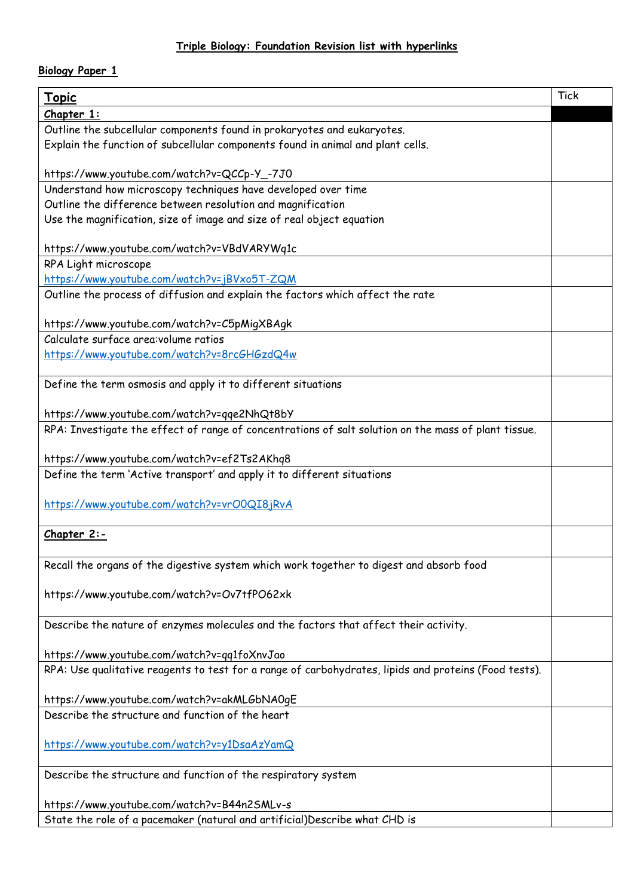**Triple Biology: Foundation Revision list with hyperlinks**

**Biology Paper 1**

| **Topic** | Tick |
|---|---|
| **Chapter 1:** | |
| Outline the subcellular components found in prokaryotes and eukaryotes.<br>Explain the function of subcellular components found in animal and plant cells.<br><br>https://www.youtube.com/watch?v=QCCp-Y_-7J0 | |
| Understand how microscopy techniques have developed over time<br>Outline the difference between resolution and magnification<br>Use the magnification, size of image and size of real object equation<br><br>https://www.youtube.com/watch?v=VBdVARYWq1c | |
| RPA Light microscope<br>https://www.youtube.com/watch?v=jBVxo5T-ZQM | |
| Outline the process of diffusion and explain the factors which affect the rate<br><br>https://www.youtube.com/watch?v=C5pMigXBAgk | |
| Calculate surface area:volume ratios<br>https://www.youtube.com/watch?v=8rcGHGzdQ4w | |
| Define the term osmosis and apply it to different situations<br><br>https://www.youtube.com/watch?v=qqe2NhQt8bY | |
| RPA: Investigate the effect of range of concentrations of salt solution on the mass of plant tissue.<br><br>https://www.youtube.com/watch?v=ef2Ts2AKhq8 | |
| Define the term 'Active transport' and apply it to different situations<br><br>https://www.youtube.com/watch?v=vrO0QI8jRvA | |
| **Chapter 2:-** | |
| Recall the organs of the digestive system which work together to digest and absorb food<br><br>https://www.youtube.com/watch?v=Ov7tfPO62xk | |
| Describe the nature of enzymes molecules and the factors that affect their activity.<br><br>https://www.youtube.com/watch?v=qq1foXnvJao | |
| RPA: Use qualitative reagents to test for a range of carbohydrates, lipids and proteins (Food tests).<br><br>https://www.youtube.com/watch?v=akMLGbNA0gE | |
| Describe the structure and function of the heart<br><br>https://www.youtube.com/watch?v=y1DsaAzYamQ | |
| Describe the structure and function of the respiratory system<br><br>https://www.youtube.com/watch?v=B44n2SMLv-s | |
| State the role of a pacemaker (natural and artificial)Describe what CHD is | |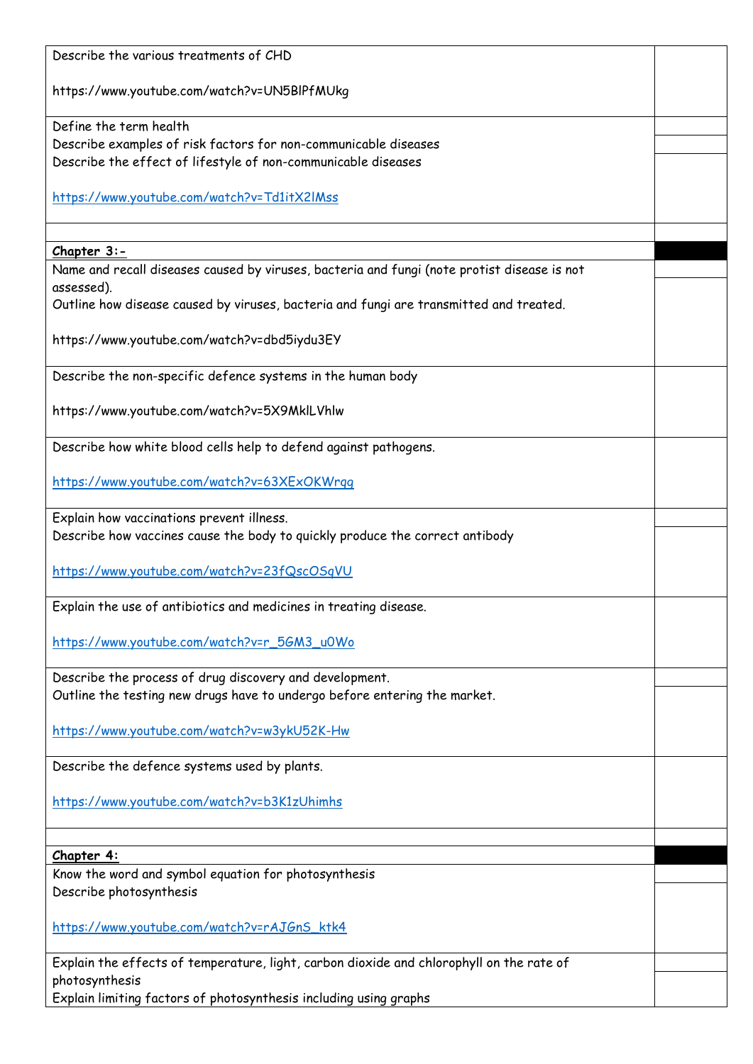| | |
|---|---|
| Describe the various treatments of CHD<br><br>https://www.youtube.com/watch?v=UN5BlPfMUkg | |
| Define the term health<br>Describe examples of risk factors for non-communicable diseases<br>Describe the effect of lifestyle of non-communicable diseases<br><br>https://www.youtube.com/watch?v=Td1itX2lMss | |
| | |
| **Chapter 3:-** | |
| Name and recall diseases caused by viruses, bacteria and fungi (note protist disease is not assessed).<br>Outline how disease caused by viruses, bacteria and fungi are transmitted and treated.<br><br>https://www.youtube.com/watch?v=dbd5iydu3EY | |
| Describe the non-specific defence systems in the human body<br><br>https://www.youtube.com/watch?v=5X9MklLVhlw | |
| Describe how white blood cells help to defend against pathogens.<br><br>https://www.youtube.com/watch?v=63XExOKWrqg | |
| Explain how vaccinations prevent illness.<br>Describe how vaccines cause the body to quickly produce the correct antibody<br><br>https://www.youtube.com/watch?v=23fQscOSqVU | |
| Explain the use of antibiotics and medicines in treating disease.<br><br>https://www.youtube.com/watch?v=r_5GM3_u0Wo | |
| Describe the process of drug discovery and development.<br>Outline the testing new drugs have to undergo before entering the market.<br><br>https://www.youtube.com/watch?v=w3ykU52K-Hw | |
| Describe the defence systems used by plants.<br><br>https://www.youtube.com/watch?v=b3K1zUhimhs | |
| | |
| **Chapter 4:** | |
| Know the word and symbol equation for photosynthesis<br>Describe photosynthesis<br><br>https://www.youtube.com/watch?v=rAJGnS_ktk4 | |
| Explain the effects of temperature, light, carbon dioxide and chlorophyll on the rate of photosynthesis<br>Explain limiting factors of photosynthesis including using graphs | |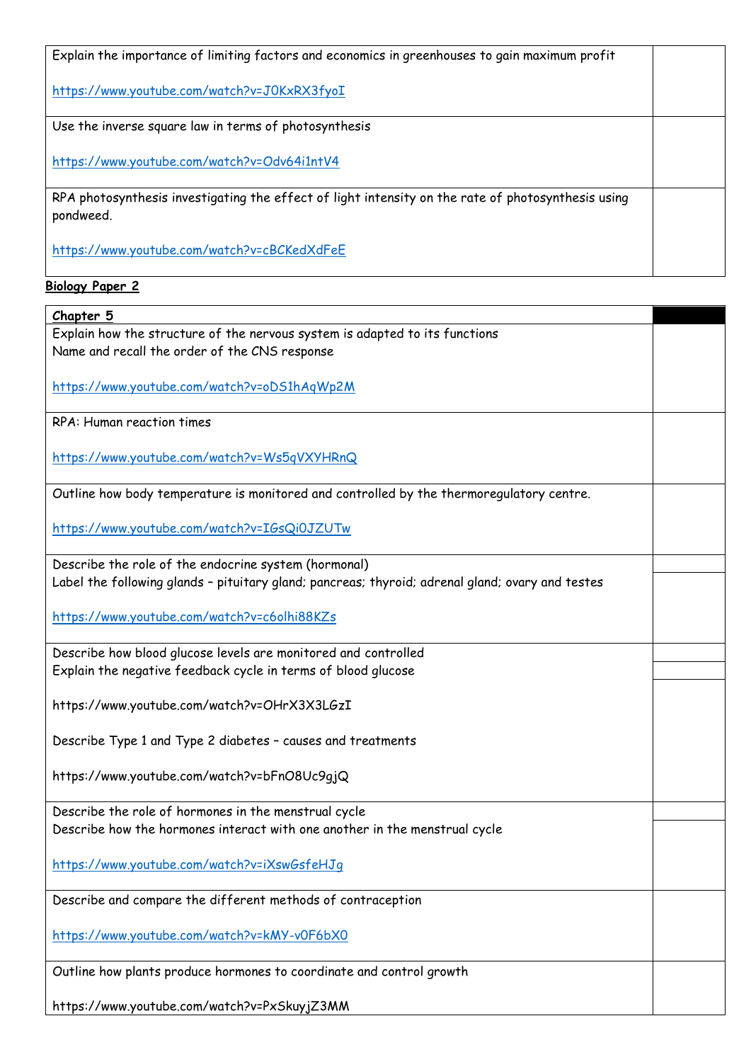| | |
|---|---|
| Explain the importance of limiting factors and economics in greenhouses to gain maximum profit<br><br>https://www.youtube.com/watch?v=J0KxRX3fyoI | |
| Use the inverse square law in terms of photosynthesis<br><br>https://www.youtube.com/watch?v=Odv64i1ntV4 | |
| RPA photosynthesis investigating the effect of light intensity on the rate of photosynthesis using pondweed.<br><br>https://www.youtube.com/watch?v=cBCKedXdFeE | |

**Biology Paper 2**

| **Chapter 5** | |
|---|---|
| Explain how the structure of the nervous system is adapted to its functions<br>Name and recall the order of the CNS response<br><br>https://www.youtube.com/watch?v=oDS1hAqWp2M | |
| RPA: Human reaction times<br><br>https://www.youtube.com/watch?v=Ws5qVXYHRnQ | |
| Outline how body temperature is monitored and controlled by the thermoregulatory centre.<br><br>https://www.youtube.com/watch?v=IGsQi0JZUTw | |
| Describe the role of the endocrine system (hormonal)<br>Label the following glands – pituitary gland; pancreas; thyroid; adrenal gland; ovary and testes<br><br>https://www.youtube.com/watch?v=c6olhi88KZs | |
| Describe how blood glucose levels are monitored and controlled<br>Explain the negative feedback cycle in terms of blood glucose<br><br>https://www.youtube.com/watch?v=OHrX3X3LGzI<br><br>Describe Type 1 and Type 2 diabetes – causes and treatments<br><br>https://www.youtube.com/watch?v=bFnO8Uc9gjQ | |
| Describe the role of hormones in the menstrual cycle<br>Describe how the hormones interact with one another in the menstrual cycle<br><br>https://www.youtube.com/watch?v=iXswGsfeHJg | |
| Describe and compare the different methods of contraception<br><br>https://www.youtube.com/watch?v=kMY-v0F6bX0 | |
| Outline how plants produce hormones to coordinate and control growth<br><br>https://www.youtube.com/watch?v=PxSkuyjZ3MM | |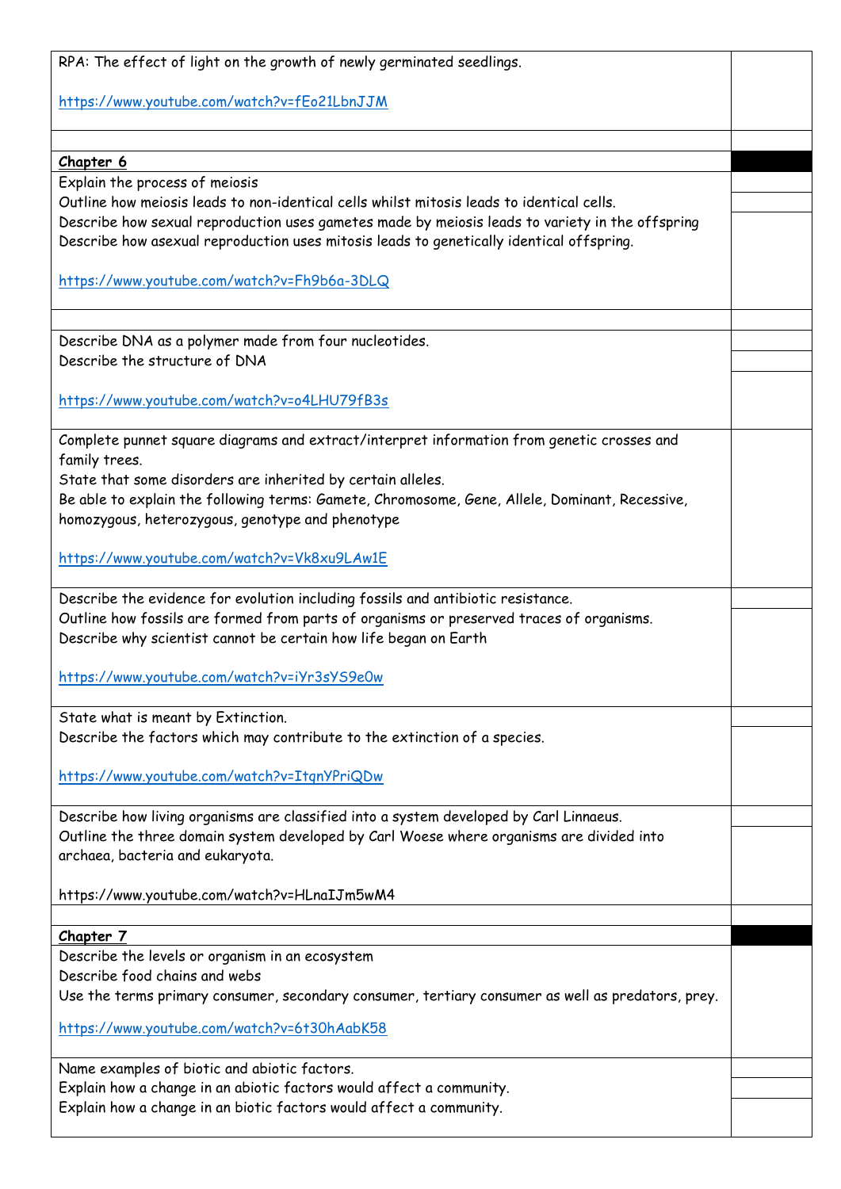| | |
|---|---|
| RPA: The effect of light on the growth of newly germinated seedlings.<br><br>https://www.youtube.com/watch?v=fEo21LbnJJM | |
| | |
| **Chapter 6** | |
| Explain the process of meiosis<br>Outline how meiosis leads to non-identical cells whilst mitosis leads to identical cells.<br>Describe how sexual reproduction uses gametes made by meiosis leads to variety in the offspring<br>Describe how asexual reproduction uses mitosis leads to genetically identical offspring.<br><br>https://www.youtube.com/watch?v=Fh9b6a-3DLQ | |
| | |
| Describe DNA as a polymer made from four nucleotides.<br>Describe the structure of DNA<br><br>https://www.youtube.com/watch?v=o4LHU79fB3s | |
| Complete punnet square diagrams and extract/interpret information from genetic crosses and family trees.<br>State that some disorders are inherited by certain alleles.<br>Be able to explain the following terms: Gamete, Chromosome, Gene, Allele, Dominant, Recessive, homozygous, heterozygous, genotype and phenotype<br><br>https://www.youtube.com/watch?v=Vk8xu9LAw1E | |
| Describe the evidence for evolution including fossils and antibiotic resistance.<br>Outline how fossils are formed from parts of organisms or preserved traces of organisms.<br>Describe why scientist cannot be certain how life began on Earth<br><br>https://www.youtube.com/watch?v=iYr3sYS9e0w | |
| State what is meant by Extinction.<br>Describe the factors which may contribute to the extinction of a species.<br><br>https://www.youtube.com/watch?v=ItqnYPriQDw | |
| Describe how living organisms are classified into a system developed by Carl Linnaeus.<br>Outline the three domain system developed by Carl Woese where organisms are divided into archaea, bacteria and eukaryota.<br><br>https://www.youtube.com/watch?v=HLnaIJm5wM4 | |
| | |
| **Chapter 7** | |
| Describe the levels or organism in an ecosystem<br>Describe food chains and webs<br>Use the terms primary consumer, secondary consumer, tertiary consumer as well as predators, prey.<br><br>https://www.youtube.com/watch?v=6t30hAabK58 | |
| Name examples of biotic and abiotic factors.<br>Explain how a change in an abiotic factors would affect a community.<br>Explain how a change in an biotic factors would affect a community. | |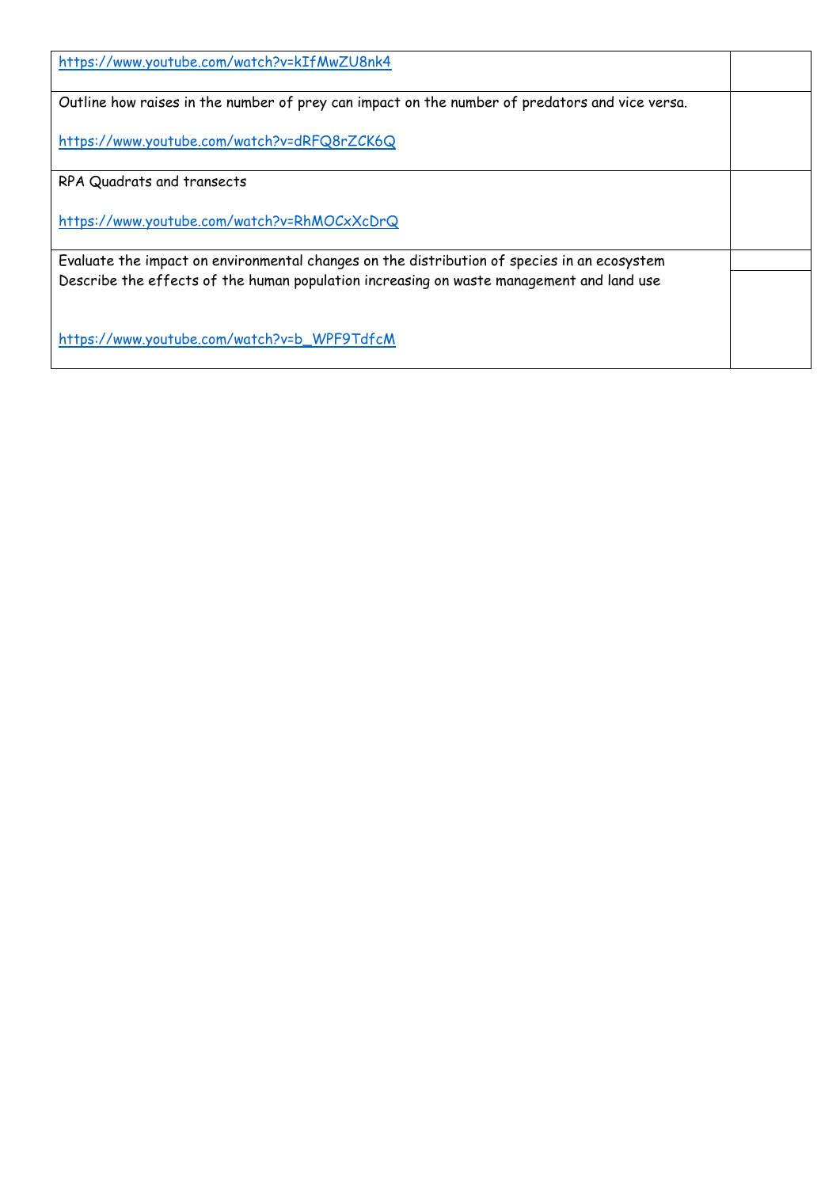| | |
|---|---|
| https://www.youtube.com/watch?v=kIfMwZU8nk4 | |
| Outline how raises in the number of prey can impact on the number of predators and vice versa.<br><br>https://www.youtube.com/watch?v=dRFQ8rZCK6Q | |
| RPA Quadrats and transects<br><br>https://www.youtube.com/watch?v=RhMOCxXcDrQ | |
| Evaluate the impact on environmental changes on the distribution of species in an ecosystem<br>Describe the effects of the human population increasing on waste management and land use<br><br>https://www.youtube.com/watch?v=b_WPF9TdfcM | |